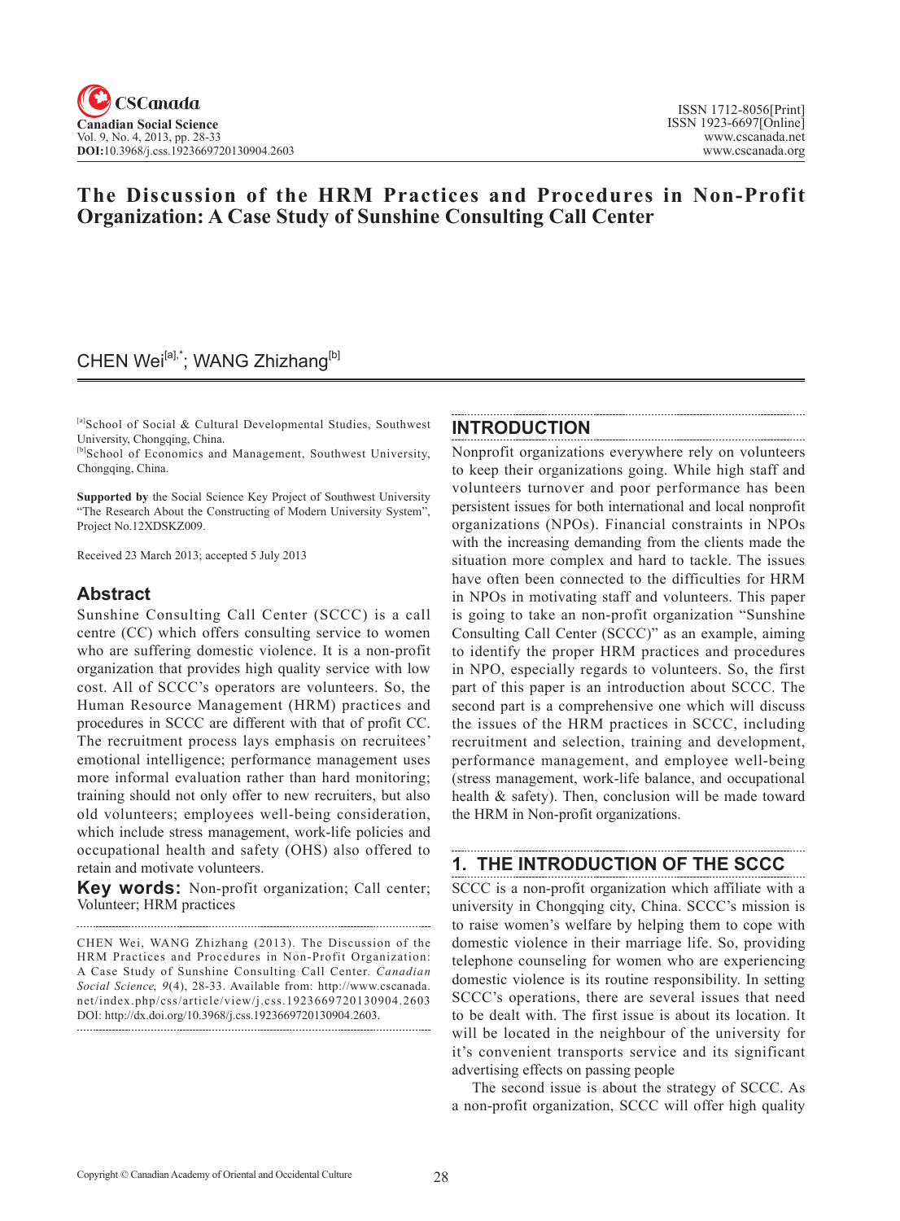# The Discussion of the HRM Practices and Procedures in Non-Profit Organization: A Case Study of Sunshine Consulting Call Center

CHEN Wei[a],*; WANG Zhizhang[b]

[a]School of Social & Cultural Developmental Studies, Southwest University, Chongqing, China.
[b]School of Economics and Management, Southwest University, Chongqing, China.

**Supported by** the Social Science Key Project of Southwest University "The Research About the Constructing of Modern University System", Project No.12XDSKZ009.

Received 23 March 2013; accepted 5 July 2013

## Abstract

Sunshine Consulting Call Center (SCCC) is a call centre (CC) which offers consulting service to women who are suffering domestic violence. It is a non-profit organization that provides high quality service with low cost. All of SCCC's operators are volunteers. So, the Human Resource Management (HRM) practices and procedures in SCCC are different with that of profit CC. The recruitment process lays emphasis on recruitees' emotional intelligence; performance management uses more informal evaluation rather than hard monitoring; training should not only offer to new recruiters, but also old volunteers; employees well-being consideration, which include stress management, work-life policies and occupational health and safety (OHS) also offered to retain and motivate volunteers.

**Key words:** Non-profit organization; Call center; Volunteer; HRM practices

CHEN Wei, WANG Zhizhang (2013). The Discussion of the HRM Practices and Procedures in Non-Profit Organization: A Case Study of Sunshine Consulting Call Center. *Canadian Social Science, 9*(4), 28-33. Available from: http://www.cscanada.net/index.php/css/article/view/j.css.1923669720130904.2603 DOI: http://dx.doi.org/10.3968/j.css.1923669720130904.2603.

## INTRODUCTION

Nonprofit organizations everywhere rely on volunteers to keep their organizations going. While high staff and volunteers turnover and poor performance has been persistent issues for both international and local nonprofit organizations (NPOs). Financial constraints in NPOs with the increasing demanding from the clients made the situation more complex and hard to tackle. The issues have often been connected to the difficulties for HRM in NPOs in motivating staff and volunteers. This paper is going to take an non-profit organization "Sunshine Consulting Call Center (SCCC)" as an example, aiming to identify the proper HRM practices and procedures in NPO, especially regards to volunteers. So, the first part of this paper is an introduction about SCCC. The second part is a comprehensive one which will discuss the issues of the HRM practices in SCCC, including recruitment and selection, training and development, performance management, and employee well-being (stress management, work-life balance, and occupational health & safety). Then, conclusion will be made toward the HRM in Non-profit organizations.

## 1. THE INTRODUCTION OF THE SCCC

SCCC is a non-profit organization which affiliate with a university in Chongqing city, China. SCCC's mission is to raise women's welfare by helping them to cope with domestic violence in their marriage life. So, providing telephone counseling for women who are experiencing domestic violence is its routine responsibility. In setting SCCC's operations, there are several issues that need to be dealt with. The first issue is about its location. It will be located in the neighbour of the university for it's convenient transports service and its significant advertising effects on passing people

The second issue is about the strategy of SCCC. As a non-profit organization, SCCC will offer high quality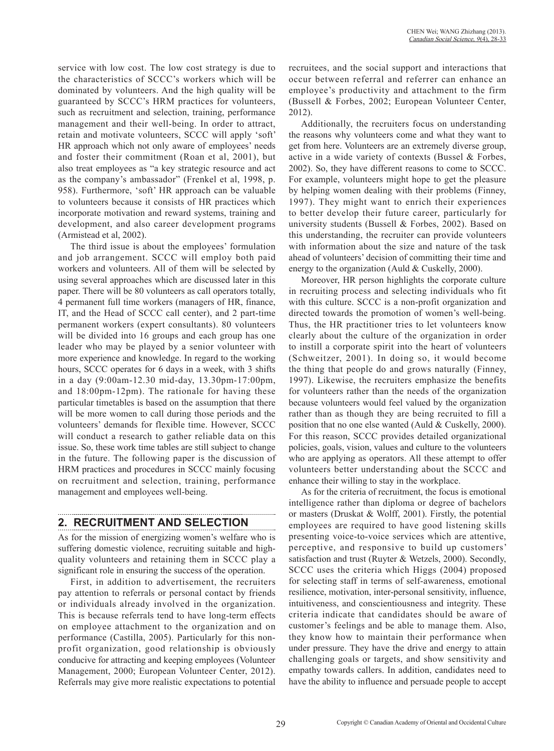service with low cost. The low cost strategy is due to the characteristics of SCCC's workers which will be dominated by volunteers. And the high quality will be guaranteed by SCCC's HRM practices for volunteers, such as recruitment and selection, training, performance management and their well-being. In order to attract, retain and motivate volunteers, SCCC will apply 'soft' HR approach which not only aware of employees' needs and foster their commitment (Roan et al, 2001), but also treat employees as "a key strategic resource and act as the company's ambassador" (Frenkel et al, 1998, p. 958). Furthermore, 'soft' HR approach can be valuable to volunteers because it consists of HR practices which incorporate motivation and reward systems, training and development, and also career development programs (Armistead et al, 2002).

The third issue is about the employees' formulation and job arrangement. SCCC will employ both paid workers and volunteers. All of them will be selected by using several approaches which are discussed later in this paper. There will be 80 volunteers as call operators totally, 4 permanent full time workers (managers of HR, finance, IT, and the Head of SCCC call center), and 2 part-time permanent workers (expert consultants). 80 volunteers will be divided into 16 groups and each group has one leader who may be played by a senior volunteer with more experience and knowledge. In regard to the working hours, SCCC operates for 6 days in a week, with 3 shifts in a day (9:00am-12.30 mid-day, 13.30pm-17:00pm, and 18:00pm-12pm). The rationale for having these particular timetables is based on the assumption that there will be more women to call during those periods and the volunteers' demands for flexible time. However, SCCC will conduct a research to gather reliable data on this issue. So, these work time tables are still subject to change in the future. The following paper is the discussion of HRM practices and procedures in SCCC mainly focusing on recruitment and selection, training, performance management and employees well-being.

## 2. RECRUITMENT AND SELECTION

As for the mission of energizing women's welfare who is suffering domestic violence, recruiting suitable and high-quality volunteers and retaining them in SCCC play a significant role in ensuring the success of the operation.

First, in addition to advertisement, the recruiters pay attention to referrals or personal contact by friends or individuals already involved in the organization. This is because referrals tend to have long-term effects on employee attachment to the organization and on performance (Castilla, 2005). Particularly for this non-profit organization, good relationship is obviously conducive for attracting and keeping employees (Volunteer Management, 2000; European Volunteer Center, 2012). Referrals may give more realistic expectations to potential recruitees, and the social support and interactions that occur between referral and referrer can enhance an employee's productivity and attachment to the firm (Bussell & Forbes, 2002; European Volunteer Center, 2012).

Additionally, the recruiters focus on understanding the reasons why volunteers come and what they want to get from here. Volunteers are an extremely diverse group, active in a wide variety of contexts (Bussel & Forbes, 2002). So, they have different reasons to come to SCCC. For example, volunteers might hope to get the pleasure by helping women dealing with their problems (Finney, 1997). They might want to enrich their experiences to better develop their future career, particularly for university students (Bussell & Forbes, 2002). Based on this understanding, the recruiter can provide volunteers with information about the size and nature of the task ahead of volunteers' decision of committing their time and energy to the organization (Auld & Cuskelly, 2000).

Moreover, HR person highlights the corporate culture in recruiting process and selecting individuals who fit with this culture. SCCC is a non-profit organization and directed towards the promotion of women's well-being. Thus, the HR practitioner tries to let volunteers know clearly about the culture of the organization in order to instill a corporate spirit into the heart of volunteers (Schweitzer, 2001). In doing so, it would become the thing that people do and grows naturally (Finney, 1997). Likewise, the recruiters emphasize the benefits for volunteers rather than the needs of the organization because volunteers would feel valued by the organization rather than as though they are being recruited to fill a position that no one else wanted (Auld & Cuskelly, 2000). For this reason, SCCC provides detailed organizational policies, goals, vision, values and culture to the volunteers who are applying as operators. All these attempt to offer volunteers better understanding about the SCCC and enhance their willing to stay in the workplace.

As for the criteria of recruitment, the focus is emotional intelligence rather than diploma or degree of bachelors or masters (Druskat & Wolff, 2001). Firstly, the potential employees are required to have good listening skills presenting voice-to-voice services which are attentive, perceptive, and responsive to build up customers' satisfaction and trust (Ruyter & Wetzels, 2000). Secondly, SCCC uses the criteria which Higgs (2004) proposed for selecting staff in terms of self-awareness, emotional resilience, motivation, inter-personal sensitivity, influence, intuitiveness, and conscientiousness and integrity. These criteria indicate that candidates should be aware of customer's feelings and be able to manage them. Also, they know how to maintain their performance when under pressure. They have the drive and energy to attain challenging goals or targets, and show sensitivity and empathy towards callers. In addition, candidates need to have the ability to influence and persuade people to accept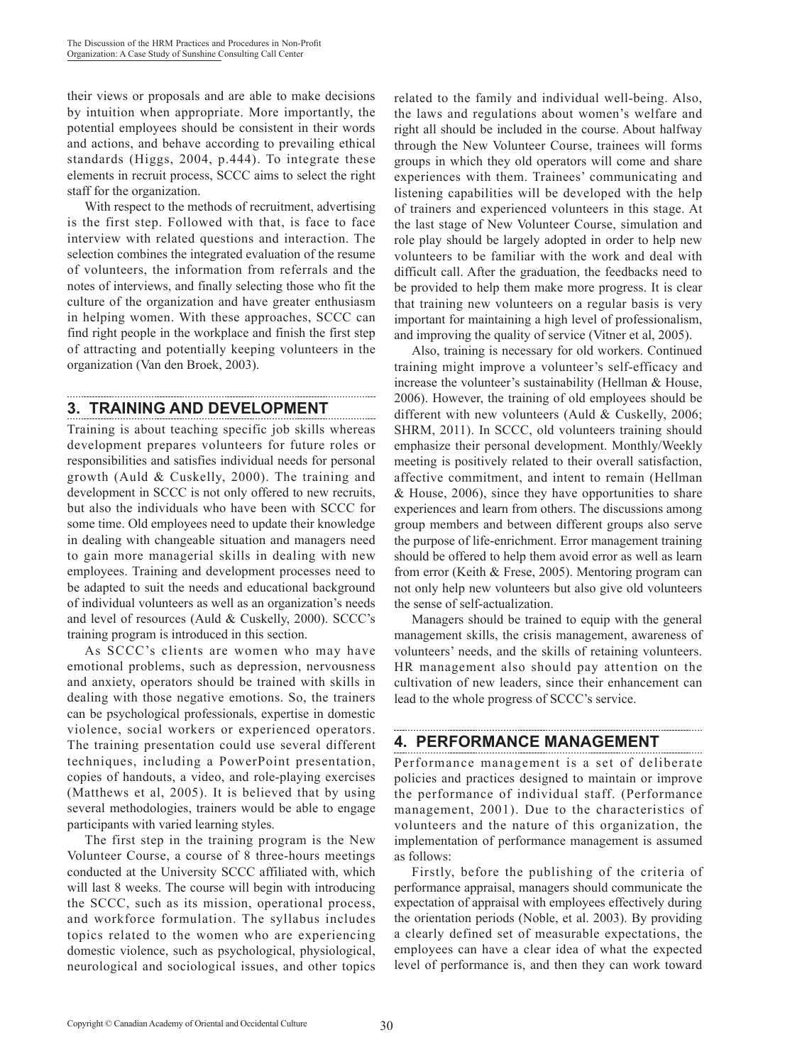their views or proposals and are able to make decisions by intuition when appropriate. More importantly, the potential employees should be consistent in their words and actions, and behave according to prevailing ethical standards (Higgs, 2004, p.444). To integrate these elements in recruit process, SCCC aims to select the right staff for the organization.

With respect to the methods of recruitment, advertising is the first step. Followed with that, is face to face interview with related questions and interaction. The selection combines the integrated evaluation of the resume of volunteers, the information from referrals and the notes of interviews, and finally selecting those who fit the culture of the organization and have greater enthusiasm in helping women. With these approaches, SCCC can find right people in the workplace and finish the first step of attracting and potentially keeping volunteers in the organization (Van den Broek, 2003).

## 3. TRAINING AND DEVELOPMENT

Training is about teaching specific job skills whereas development prepares volunteers for future roles or responsibilities and satisfies individual needs for personal growth (Auld & Cuskelly, 2000). The training and development in SCCC is not only offered to new recruits, but also the individuals who have been with SCCC for some time. Old employees need to update their knowledge in dealing with changeable situation and managers need to gain more managerial skills in dealing with new employees. Training and development processes need to be adapted to suit the needs and educational background of individual volunteers as well as an organization's needs and level of resources (Auld & Cuskelly, 2000). SCCC's training program is introduced in this section.

As SCCC's clients are women who may have emotional problems, such as depression, nervousness and anxiety, operators should be trained with skills in dealing with those negative emotions. So, the trainers can be psychological professionals, expertise in domestic violence, social workers or experienced operators. The training presentation could use several different techniques, including a PowerPoint presentation, copies of handouts, a video, and role-playing exercises (Matthews et al, 2005). It is believed that by using several methodologies, trainers would be able to engage participants with varied learning styles.

The first step in the training program is the New Volunteer Course, a course of 8 three-hours meetings conducted at the University SCCC affiliated with, which will last 8 weeks. The course will begin with introducing the SCCC, such as its mission, operational process, and workforce formulation. The syllabus includes topics related to the women who are experiencing domestic violence, such as psychological, physiological, neurological and sociological issues, and other topics related to the family and individual well-being. Also, the laws and regulations about women's welfare and right all should be included in the course. About halfway through the New Volunteer Course, trainees will forms groups in which they old operators will come and share experiences with them. Trainees' communicating and listening capabilities will be developed with the help of trainers and experienced volunteers in this stage. At the last stage of New Volunteer Course, simulation and role play should be largely adopted in order to help new volunteers to be familiar with the work and deal with difficult call. After the graduation, the feedbacks need to be provided to help them make more progress. It is clear that training new volunteers on a regular basis is very important for maintaining a high level of professionalism, and improving the quality of service (Vitner et al, 2005).

Also, training is necessary for old workers. Continued training might improve a volunteer's self-efficacy and increase the volunteer's sustainability (Hellman & House, 2006). However, the training of old employees should be different with new volunteers (Auld & Cuskelly, 2006; SHRM, 2011). In SCCC, old volunteers training should emphasize their personal development. Monthly/Weekly meeting is positively related to their overall satisfaction, affective commitment, and intent to remain (Hellman & House, 2006), since they have opportunities to share experiences and learn from others. The discussions among group members and between different groups also serve the purpose of life-enrichment. Error management training should be offered to help them avoid error as well as learn from error (Keith & Frese, 2005). Mentoring program can not only help new volunteers but also give old volunteers the sense of self-actualization.

Managers should be trained to equip with the general management skills, the crisis management, awareness of volunteers' needs, and the skills of retaining volunteers. HR management also should pay attention on the cultivation of new leaders, since their enhancement can lead to the whole progress of SCCC's service.

## 4. PERFORMANCE MANAGEMENT

Performance management is a set of deliberate policies and practices designed to maintain or improve the performance of individual staff. (Performance management, 2001). Due to the characteristics of volunteers and the nature of this organization, the implementation of performance management is assumed as follows:

Firstly, before the publishing of the criteria of performance appraisal, managers should communicate the expectation of appraisal with employees effectively during the orientation periods (Noble, et al. 2003). By providing a clearly defined set of measurable expectations, the employees can have a clear idea of what the expected level of performance is, and then they can work toward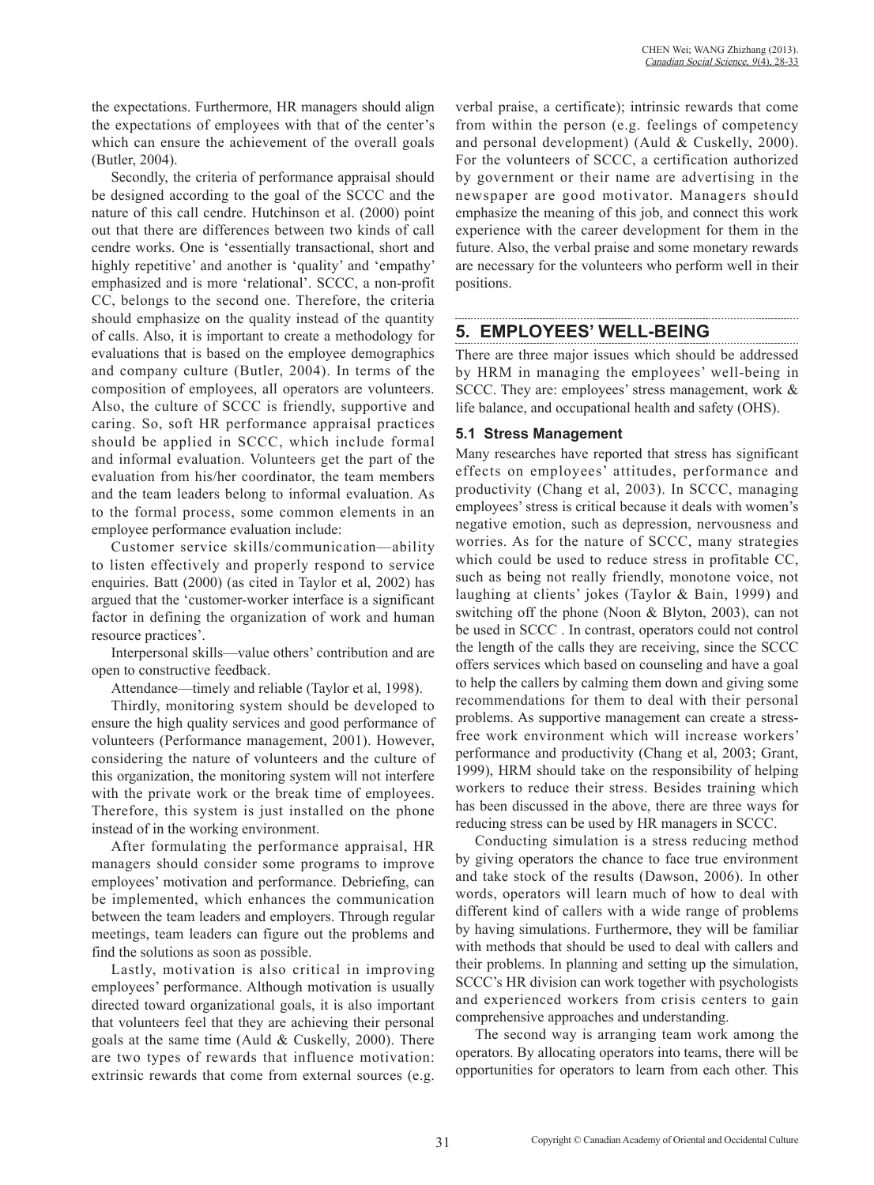the expectations. Furthermore, HR managers should align the expectations of employees with that of the center's which can ensure the achievement of the overall goals (Butler, 2004).

Secondly, the criteria of performance appraisal should be designed according to the goal of the SCCC and the nature of this call cendre. Hutchinson et al. (2000) point out that there are differences between two kinds of call cendre works. One is 'essentially transactional, short and highly repetitive' and another is 'quality' and 'empathy' emphasized and is more 'relational'. SCCC, a non-profit CC, belongs to the second one. Therefore, the criteria should emphasize on the quality instead of the quantity of calls. Also, it is important to create a methodology for evaluations that is based on the employee demographics and company culture (Butler, 2004). In terms of the composition of employees, all operators are volunteers. Also, the culture of SCCC is friendly, supportive and caring. So, soft HR performance appraisal practices should be applied in SCCC, which include formal and informal evaluation. Volunteers get the part of the evaluation from his/her coordinator, the team members and the team leaders belong to informal evaluation. As to the formal process, some common elements in an employee performance evaluation include:

Customer service skills/communication—ability to listen effectively and properly respond to service enquiries. Batt (2000) (as cited in Taylor et al, 2002) has argued that the 'customer-worker interface is a significant factor in defining the organization of work and human resource practices'.

Interpersonal skills—value others' contribution and are open to constructive feedback.

Attendance—timely and reliable (Taylor et al, 1998).

Thirdly, monitoring system should be developed to ensure the high quality services and good performance of volunteers (Performance management, 2001). However, considering the nature of volunteers and the culture of this organization, the monitoring system will not interfere with the private work or the break time of employees. Therefore, this system is just installed on the phone instead of in the working environment.

After formulating the performance appraisal, HR managers should consider some programs to improve employees' motivation and performance. Debriefing, can be implemented, which enhances the communication between the team leaders and employers. Through regular meetings, team leaders can figure out the problems and find the solutions as soon as possible.

Lastly, motivation is also critical in improving employees' performance. Although motivation is usually directed toward organizational goals, it is also important that volunteers feel that they are achieving their personal goals at the same time (Auld & Cuskelly, 2000). There are two types of rewards that influence motivation: extrinsic rewards that come from external sources (e.g. verbal praise, a certificate); intrinsic rewards that come from within the person (e.g. feelings of competency and personal development) (Auld & Cuskelly, 2000). For the volunteers of SCCC, a certification authorized by government or their name are advertising in the newspaper are good motivator. Managers should emphasize the meaning of this job, and connect this work experience with the career development for them in the future. Also, the verbal praise and some monetary rewards are necessary for the volunteers who perform well in their positions.

## 5. EMPLOYEES' WELL-BEING

There are three major issues which should be addressed by HRM in managing the employees' well-being in SCCC. They are: employees' stress management, work & life balance, and occupational health and safety (OHS).

### 5.1 Stress Management

Many researches have reported that stress has significant effects on employees' attitudes, performance and productivity (Chang et al, 2003). In SCCC, managing employees' stress is critical because it deals with women's negative emotion, such as depression, nervousness and worries. As for the nature of SCCC, many strategies which could be used to reduce stress in profitable CC, such as being not really friendly, monotone voice, not laughing at clients' jokes (Taylor & Bain, 1999) and switching off the phone (Noon & Blyton, 2003), can not be used in SCCC . In contrast, operators could not control the length of the calls they are receiving, since the SCCC offers services which based on counseling and have a goal to help the callers by calming them down and giving some recommendations for them to deal with their personal problems. As supportive management can create a stress-free work environment which will increase workers' performance and productivity (Chang et al, 2003; Grant, 1999), HRM should take on the responsibility of helping workers to reduce their stress. Besides training which has been discussed in the above, there are three ways for reducing stress can be used by HR managers in SCCC.

Conducting simulation is a stress reducing method by giving operators the chance to face true environment and take stock of the results (Dawson, 2006). In other words, operators will learn much of how to deal with different kind of callers with a wide range of problems by having simulations. Furthermore, they will be familiar with methods that should be used to deal with callers and their problems. In planning and setting up the simulation, SCCC's HR division can work together with psychologists and experienced workers from crisis centers to gain comprehensive approaches and understanding.

The second way is arranging team work among the operators. By allocating operators into teams, there will be opportunities for operators to learn from each other. This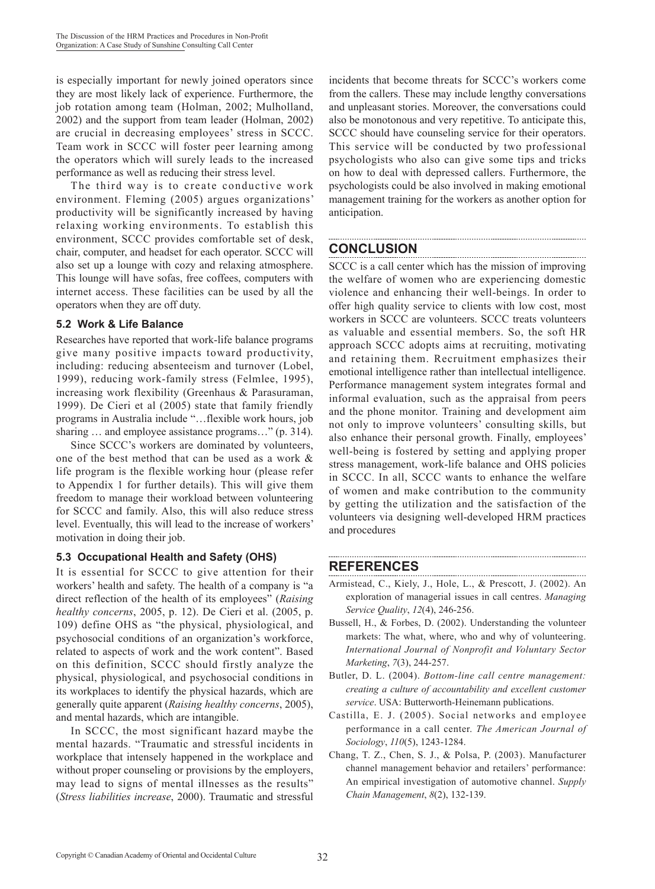is especially important for newly joined operators since they are most likely lack of experience. Furthermore, the job rotation among team (Holman, 2002; Mulholland, 2002) and the support from team leader (Holman, 2002) are crucial in decreasing employees' stress in SCCC. Team work in SCCC will foster peer learning among the operators which will surely leads to the increased performance as well as reducing their stress level.

The third way is to create conductive work environment. Fleming (2005) argues organizations' productivity will be significantly increased by having relaxing working environments. To establish this environment, SCCC provides comfortable set of desk, chair, computer, and headset for each operator. SCCC will also set up a lounge with cozy and relaxing atmosphere. This lounge will have sofas, free coffees, computers with internet access. These facilities can be used by all the operators when they are off duty.

### 5.2 Work & Life Balance

Researches have reported that work-life balance programs give many positive impacts toward productivity, including: reducing absenteeism and turnover (Lobel, 1999), reducing work-family stress (Felmlee, 1995), increasing work flexibility (Greenhaus & Parasuraman, 1999). De Cieri et al (2005) state that family friendly programs in Australia include "…flexible work hours, job sharing … and employee assistance programs…" (p. 314).

Since SCCC's workers are dominated by volunteers, one of the best method that can be used as a work & life program is the flexible working hour (please refer to Appendix 1 for further details). This will give them freedom to manage their workload between volunteering for SCCC and family. Also, this will also reduce stress level. Eventually, this will lead to the increase of workers' motivation in doing their job.

### 5.3 Occupational Health and Safety (OHS)

It is essential for SCCC to give attention for their workers' health and safety. The health of a company is "a direct reflection of the health of its employees" (*Raising healthy concerns*, 2005, p. 12). De Cieri et al. (2005, p. 109) define OHS as "the physical, physiological, and psychosocial conditions of an organization's workforce, related to aspects of work and the work content". Based on this definition, SCCC should firstly analyze the physical, physiological, and psychosocial conditions in its workplaces to identify the physical hazards, which are generally quite apparent (*Raising healthy concerns*, 2005), and mental hazards, which are intangible.

In SCCC, the most significant hazard maybe the mental hazards. "Traumatic and stressful incidents in workplace that intensely happened in the workplace and without proper counseling or provisions by the employers, may lead to signs of mental illnesses as the results" (*Stress liabilities increase*, 2000). Traumatic and stressful incidents that become threats for SCCC's workers come from the callers. These may include lengthy conversations and unpleasant stories. Moreover, the conversations could also be monotonous and very repetitive. To anticipate this, SCCC should have counseling service for their operators. This service will be conducted by two professional psychologists who also can give some tips and tricks on how to deal with depressed callers. Furthermore, the psychologists could be also involved in making emotional management training for the workers as another option for anticipation.

## CONCLUSION

SCCC is a call center which has the mission of improving the welfare of women who are experiencing domestic violence and enhancing their well-beings. In order to offer high quality service to clients with low cost, most workers in SCCC are volunteers. SCCC treats volunteers as valuable and essential members. So, the soft HR approach SCCC adopts aims at recruiting, motivating and retaining them. Recruitment emphasizes their emotional intelligence rather than intellectual intelligence. Performance management system integrates formal and informal evaluation, such as the appraisal from peers and the phone monitor. Training and development aim not only to improve volunteers' consulting skills, but also enhance their personal growth. Finally, employees' well-being is fostered by setting and applying proper stress management, work-life balance and OHS policies in SCCC. In all, SCCC wants to enhance the welfare of women and make contribution to the community by getting the utilization and the satisfaction of the volunteers via designing well-developed HRM practices and procedures

## REFERENCES

Armistead, C., Kiely, J., Hole, L., & Prescott, J. (2002). An exploration of managerial issues in call centres. *Managing Service Quality*, *12*(4), 246-256.

Bussell, H., & Forbes, D. (2002). Understanding the volunteer markets: The what, where, who and why of volunteering. *International Journal of Nonprofit and Voluntary Sector Marketing*, *7*(3), 244-257.

Butler, D. L. (2004). *Bottom-line call centre management: creating a culture of accountability and excellent customer service*. USA: Butterworth-Heinemann publications.

Castilla, E. J. (2005). Social networks and employee performance in a call center. *The American Journal of Sociology*, *110*(5), 1243-1284.

Chang, T. Z., Chen, S. J., & Polsa, P. (2003). Manufacturer channel management behavior and retailers' performance: An empirical investigation of automotive channel. *Supply Chain Management*, *8*(2), 132-139.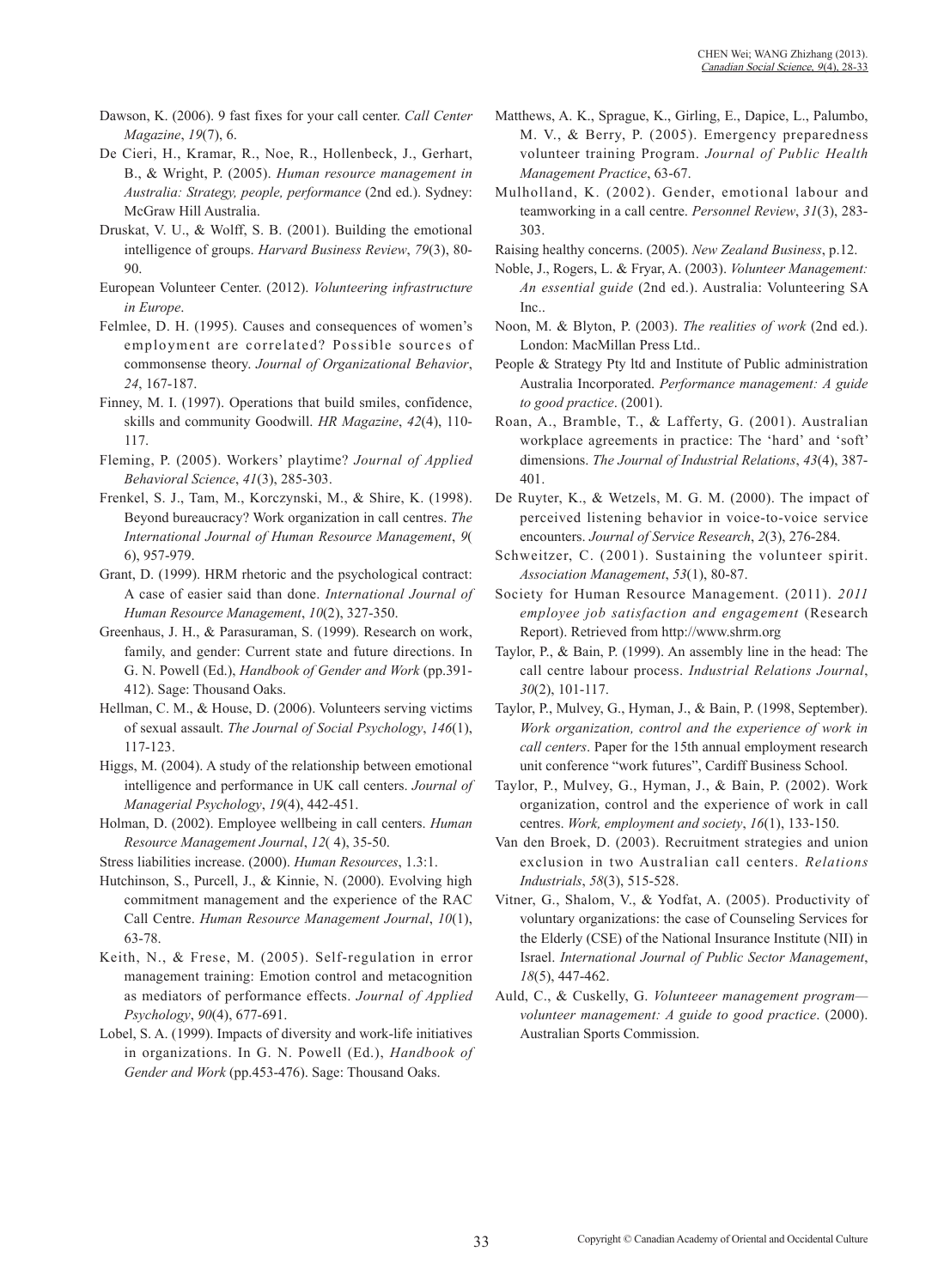Dawson, K. (2006). 9 fast fixes for your call center. *Call Center Magazine*, *19*(7), 6.

De Cieri, H., Kramar, R., Noe, R., Hollenbeck, J., Gerhart, B., & Wright, P. (2005). *Human resource management in Australia: Strategy, people, performance* (2nd ed.). Sydney: McGraw Hill Australia.

Druskat, V. U., & Wolff, S. B. (2001). Building the emotional intelligence of groups. *Harvard Business Review*, *79*(3), 80-90.

European Volunteer Center. (2012). *Volunteering infrastructure in Europe*.

Felmlee, D. H. (1995). Causes and consequences of women's employment are correlated? Possible sources of commonsense theory. *Journal of Organizational Behavior*, *24*, 167-187.

Finney, M. I. (1997). Operations that build smiles, confidence, skills and community Goodwill. *HR Magazine*, *42*(4), 110-117.

Fleming, P. (2005). Workers' playtime? *Journal of Applied Behavioral Science*, *41*(3), 285-303.

Frenkel, S. J., Tam, M., Korczynski, M., & Shire, K. (1998). Beyond bureaucracy? Work organization in call centres. *The International Journal of Human Resource Management*, *9*( 6), 957-979.

Grant, D. (1999). HRM rhetoric and the psychological contract: A case of easier said than done. *International Journal of Human Resource Management*, *10*(2), 327-350.

Greenhaus, J. H., & Parasuraman, S. (1999). Research on work, family, and gender: Current state and future directions. In G. N. Powell (Ed.), *Handbook of Gender and Work* (pp.391-412). Sage: Thousand Oaks.

Hellman, C. M., & House, D. (2006). Volunteers serving victims of sexual assault. *The Journal of Social Psychology*, *146*(1), 117-123.

Higgs, M. (2004). A study of the relationship between emotional intelligence and performance in UK call centers. *Journal of Managerial Psychology*, *19*(4), 442-451.

Holman, D. (2002). Employee wellbeing in call centers. *Human Resource Management Journal*, *12*( 4), 35-50.

Stress liabilities increase. (2000). *Human Resources*, 1.3:1.

Hutchinson, S., Purcell, J., & Kinnie, N. (2000). Evolving high commitment management and the experience of the RAC Call Centre. *Human Resource Management Journal*, *10*(1), 63-78.

Keith, N., & Frese, M. (2005). Self-regulation in error management training: Emotion control and metacognition as mediators of performance effects. *Journal of Applied Psychology*, *90*(4), 677-691.

Lobel, S. A. (1999). Impacts of diversity and work-life initiatives in organizations. In G. N. Powell (Ed.), *Handbook of Gender and Work* (pp.453-476). Sage: Thousand Oaks.

Matthews, A. K., Sprague, K., Girling, E., Dapice, L., Palumbo, M. V., & Berry, P. (2005). Emergency preparedness volunteer training Program. *Journal of Public Health Management Practice*, 63-67.

Mulholland, K. (2002). Gender, emotional labour and teamworking in a call centre. *Personnel Review*, *31*(3), 283-303.

Raising healthy concerns. (2005). *New Zealand Business*, p.12.

Noble, J., Rogers, L. & Fryar, A. (2003). *Volunteer Management: An essential guide* (2nd ed.). Australia: Volunteering SA Inc..

Noon, M. & Blyton, P. (2003). *The realities of work* (2nd ed.). London: MacMillan Press Ltd..

People & Strategy Pty ltd and Institute of Public administration Australia Incorporated. *Performance management: A guide to good practice*. (2001).

Roan, A., Bramble, T., & Lafferty, G. (2001). Australian workplace agreements in practice: The 'hard' and 'soft' dimensions. *The Journal of Industrial Relations*, *43*(4), 387-401.

De Ruyter, K., & Wetzels, M. G. M. (2000). The impact of perceived listening behavior in voice-to-voice service encounters. *Journal of Service Research*, *2*(3), 276-284.

Schweitzer, C. (2001). Sustaining the volunteer spirit. *Association Management*, *53*(1), 80-87.

Society for Human Resource Management. (2011). *2011 employee job satisfaction and engagement* (Research Report). Retrieved from http://www.shrm.org

Taylor, P., & Bain, P. (1999). An assembly line in the head: The call centre labour process. *Industrial Relations Journal*, *30*(2), 101-117.

Taylor, P., Mulvey, G., Hyman, J., & Bain, P. (1998, September). *Work organization, control and the experience of work in call centers*. Paper for the 15th annual employment research unit conference "work futures", Cardiff Business School.

Taylor, P., Mulvey, G., Hyman, J., & Bain, P. (2002). Work organization, control and the experience of work in call centres. *Work, employment and society*, *16*(1), 133-150.

Van den Broek, D. (2003). Recruitment strategies and union exclusion in two Australian call centers. *Relations Industrials*, *58*(3), 515-528.

Vitner, G., Shalom, V., & Yodfat, A. (2005). Productivity of voluntary organizations: the case of Counseling Services for the Elderly (CSE) of the National Insurance Institute (NII) in Israel. *International Journal of Public Sector Management*, *18*(5), 447-462.

Auld, C., & Cuskelly, G. *Volunteeer management program—volunteer management: A guide to good practice*. (2000). Australian Sports Commission.